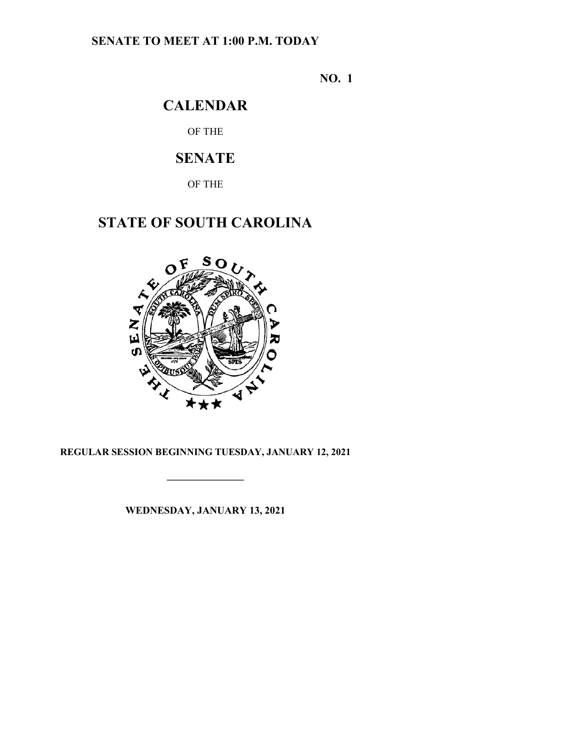**SENATE TO MEET AT 1:00 P.M. TODAY**

**NO. 1**

# CALENDAR

OF THE

# SENATE

OF THE

# STATE OF SOUTH CAROLINA

**REGULAR SESSION BEGINNING TUESDAY, JANUARY 12, 2021**

---

**WEDNESDAY, JANUARY 13, 2021**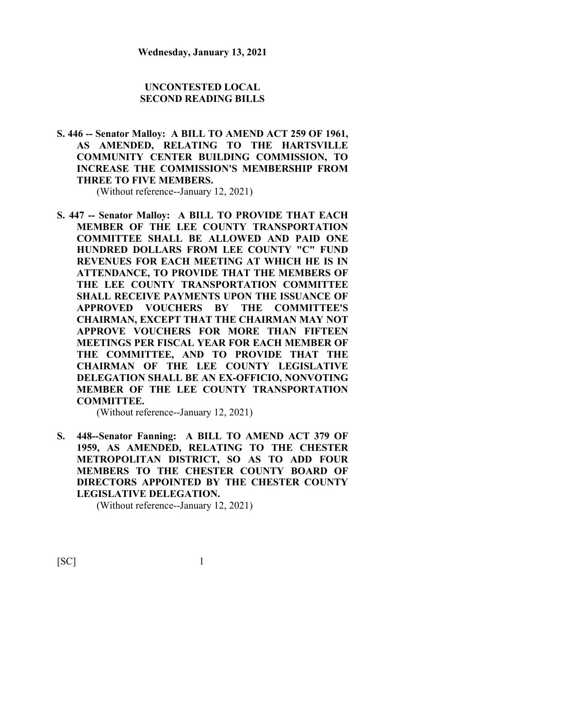**Wednesday, January 13, 2021**

## UNCONTESTED LOCAL SECOND READING BILLS

**S. 446 -- Senator Malloy: A BILL TO AMEND ACT 259 OF 1961, AS AMENDED, RELATING TO THE HARTSVILLE COMMUNITY CENTER BUILDING COMMISSION, TO INCREASE THE COMMISSION'S MEMBERSHIP FROM THREE TO FIVE MEMBERS.**

(Without reference--January 12, 2021)

**S. 447 -- Senator Malloy: A BILL TO PROVIDE THAT EACH MEMBER OF THE LEE COUNTY TRANSPORTATION COMMITTEE SHALL BE ALLOWED AND PAID ONE HUNDRED DOLLARS FROM LEE COUNTY "C" FUND REVENUES FOR EACH MEETING AT WHICH HE IS IN ATTENDANCE, TO PROVIDE THAT THE MEMBERS OF THE LEE COUNTY TRANSPORTATION COMMITTEE SHALL RECEIVE PAYMENTS UPON THE ISSUANCE OF APPROVED VOUCHERS BY THE COMMITTEE'S CHAIRMAN, EXCEPT THAT THE CHAIRMAN MAY NOT APPROVE VOUCHERS FOR MORE THAN FIFTEEN MEETINGS PER FISCAL YEAR FOR EACH MEMBER OF THE COMMITTEE, AND TO PROVIDE THAT THE CHAIRMAN OF THE LEE COUNTY LEGISLATIVE DELEGATION SHALL BE AN EX-OFFICIO, NONVOTING MEMBER OF THE LEE COUNTY TRANSPORTATION COMMITTEE.**

(Without reference--January 12, 2021)

**S. 448--Senator Fanning: A BILL TO AMEND ACT 379 OF 1959, AS AMENDED, RELATING TO THE CHESTER METROPOLITAN DISTRICT, SO AS TO ADD FOUR MEMBERS TO THE CHESTER COUNTY BOARD OF DIRECTORS APPOINTED BY THE CHESTER COUNTY LEGISLATIVE DELEGATION.**

(Without reference--January 12, 2021)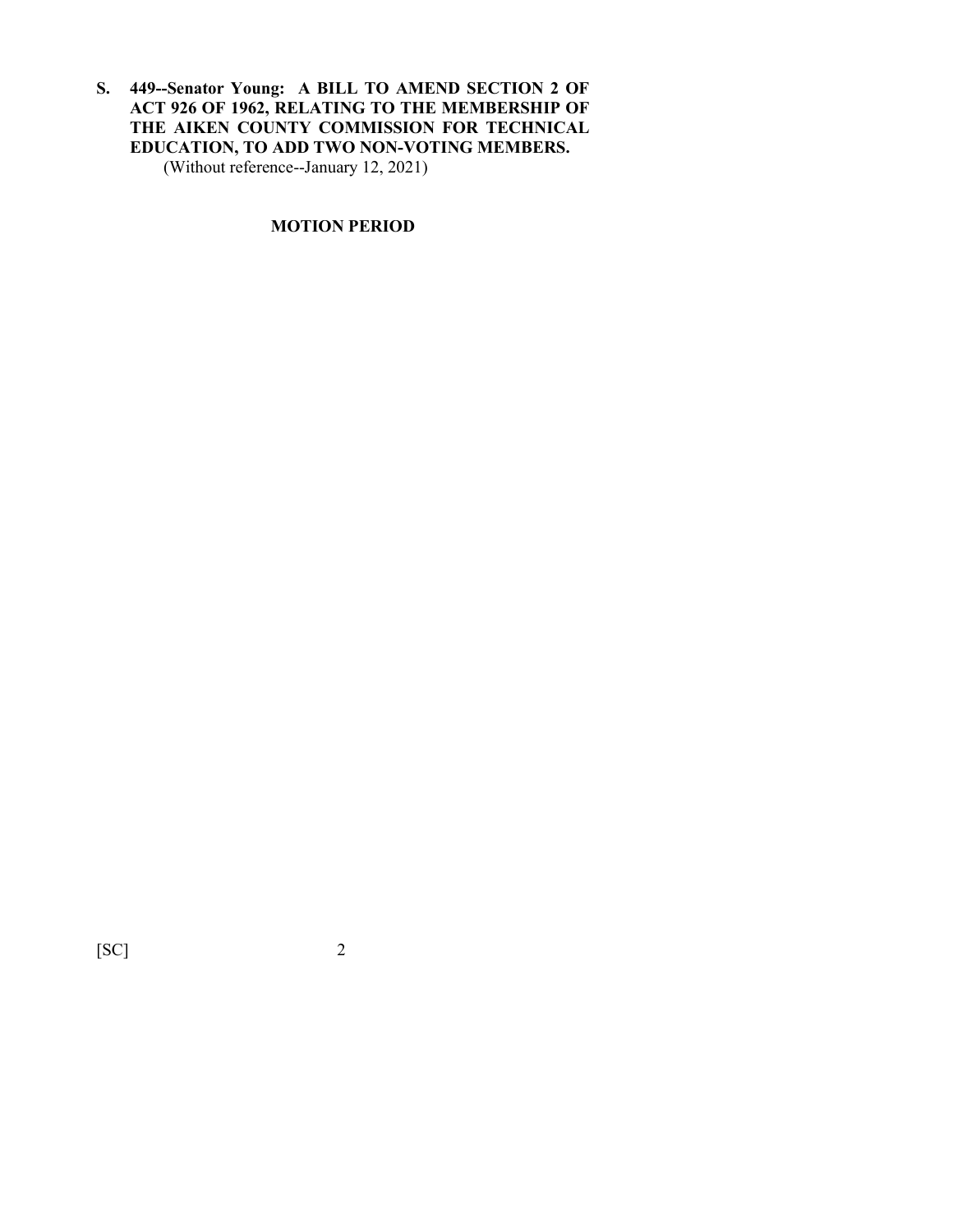**S. 449--Senator Young: A BILL TO AMEND SECTION 2 OF ACT 926 OF 1962, RELATING TO THE MEMBERSHIP OF THE AIKEN COUNTY COMMISSION FOR TECHNICAL EDUCATION, TO ADD TWO NON-VOTING MEMBERS.**
(Without reference--January 12, 2021)

**MOTION PERIOD**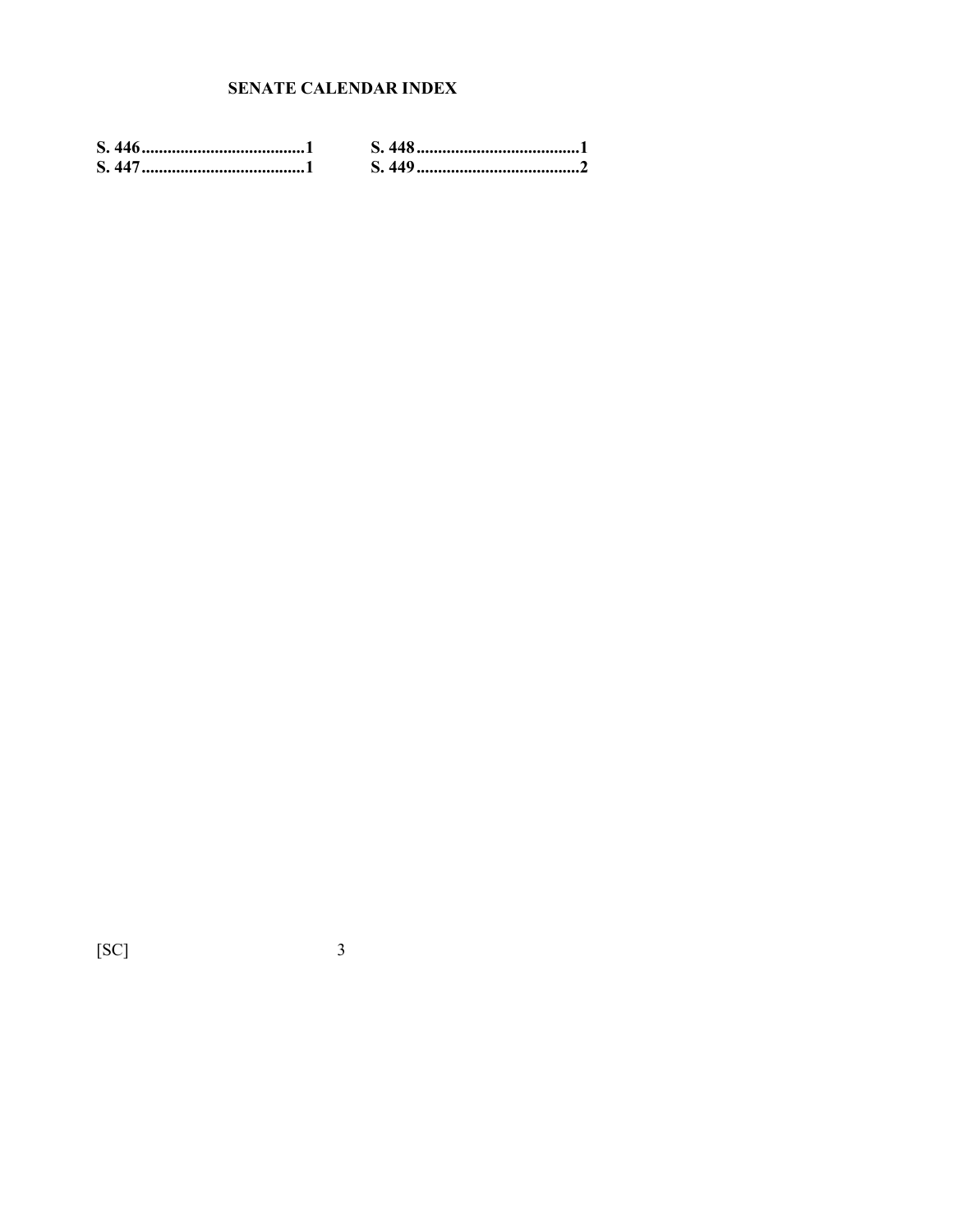## SENATE CALENDAR INDEX

**S. 446......................................1**
**S. 447......................................1**
**S. 448......................................1**
**S. 449......................................2**

[SC]